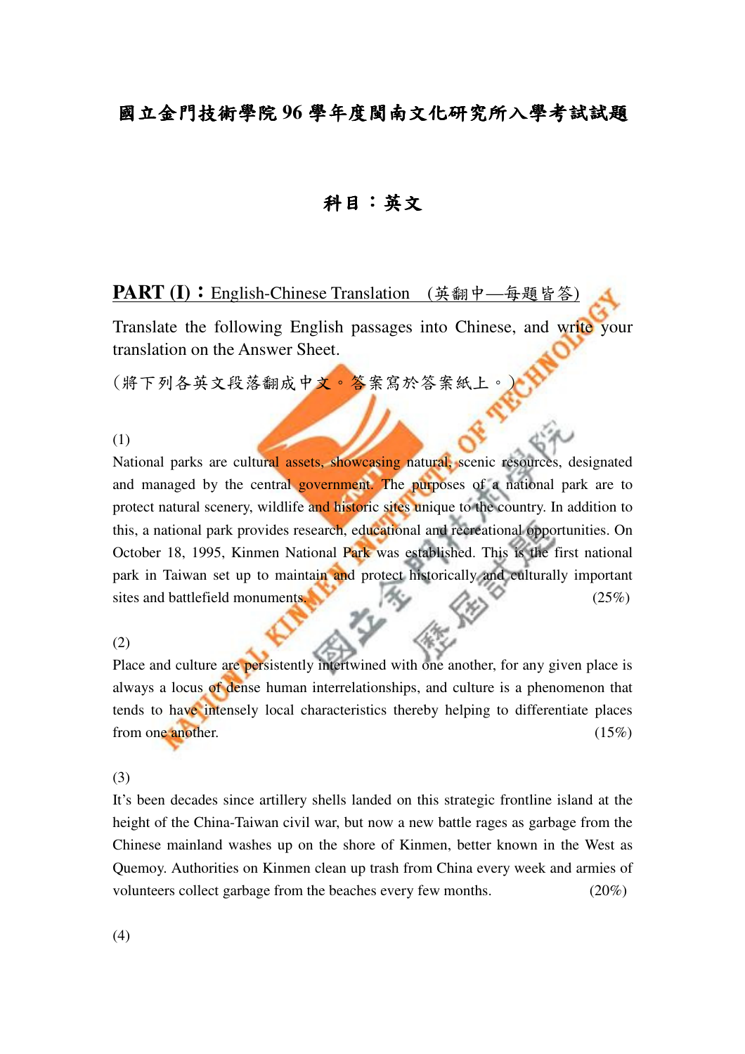# 國立金門技術學院 96 學年度閩南文化研究所入學考試試題

## 科目：英文

**PART (I)**：English-Chinese Translation （英翻中—每題皆答）

Translate the following English passages into Chinese, and write your translation on the Answer Sheet.

（將下列各英文段落翻成中文。答案寫於答案紙上。）

(1)

National parks are cultural assets, showcasing natural, scenic resources, designated and managed by the central government. The purposes of a national park are to protect natural scenery, wildlife and historic sites unique to the country. In addition to this, a national park provides research, educational and recreational opportunities. On October 18, 1995, Kinmen National Park was established. This is the first national park in Taiwan set up to maintain and protect historically and culturally important sites and battlefield monuments. (25%)

(2)

Place and culture are persistently intertwined with one another, for any given place is always a locus of dense human interrelationships, and culture is a phenomenon that tends to have intensely local characteristics thereby helping to differentiate places from one another. (15%)

(3)

It's been decades since artillery shells landed on this strategic frontline island at the height of the China-Taiwan civil war, but now a new battle rages as garbage from the Chinese mainland washes up on the shore of Kinmen, better known in the West as Quemoy. Authorities on Kinmen clean up trash from China every week and armies of volunteers collect garbage from the beaches every few months. (20%)

(4)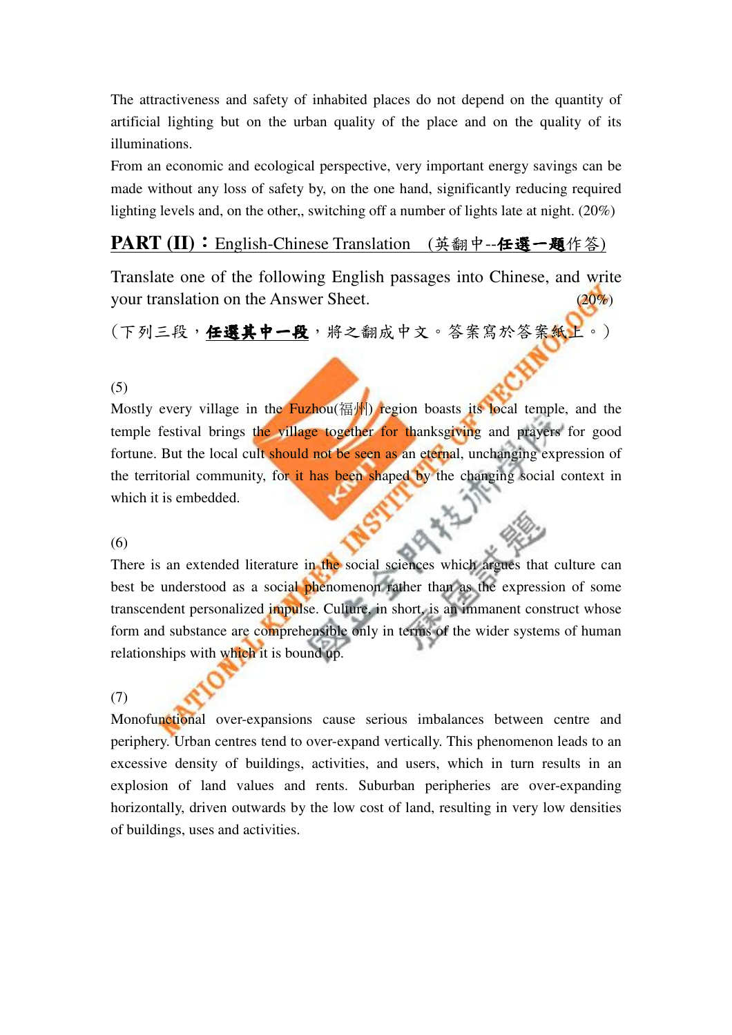The attractiveness and safety of inhabited places do not depend on the quantity of artificial lighting but on the urban quality of the place and on the quality of its illuminations.
From an economic and ecological perspective, very important energy savings can be made without any loss of safety by, on the one hand, significantly reducing required lighting levels and, on the other,, switching off a number of lights late at night. (20%)

## PART (II)：English-Chinese Translation （英翻中--**任選一題**作答）

Translate one of the following English passages into Chinese, and write your translation on the Answer Sheet. (20%)

（下列三段，**任選其中一段**，將之翻成中文。答案寫於答案紙上。）

(5)
Mostly every village in the Fuzhou(福州) region boasts its local temple, and the temple festival brings the village together for thanksgiving and prayers for good fortune. But the local cult should not be seen as an eternal, unchanging expression of the territorial community, for it has been shaped by the changing social context in which it is embedded.

(6)
There is an extended literature in the social sciences which argues that culture can best be understood as a social phenomenon rather than as the expression of some transcendent personalized impulse. Culture, in short, is an immanent construct whose form and substance are comprehensible only in terms of the wider systems of human relationships with which it is bound up.

(7)
Monofunctional over-expansions cause serious imbalances between centre and periphery. Urban centres tend to over-expand vertically. This phenomenon leads to an excessive density of buildings, activities, and users, which in turn results in an explosion of land values and rents. Suburban peripheries are over-expanding horizontally, driven outwards by the low cost of land, resulting in very low densities of buildings, uses and activities.